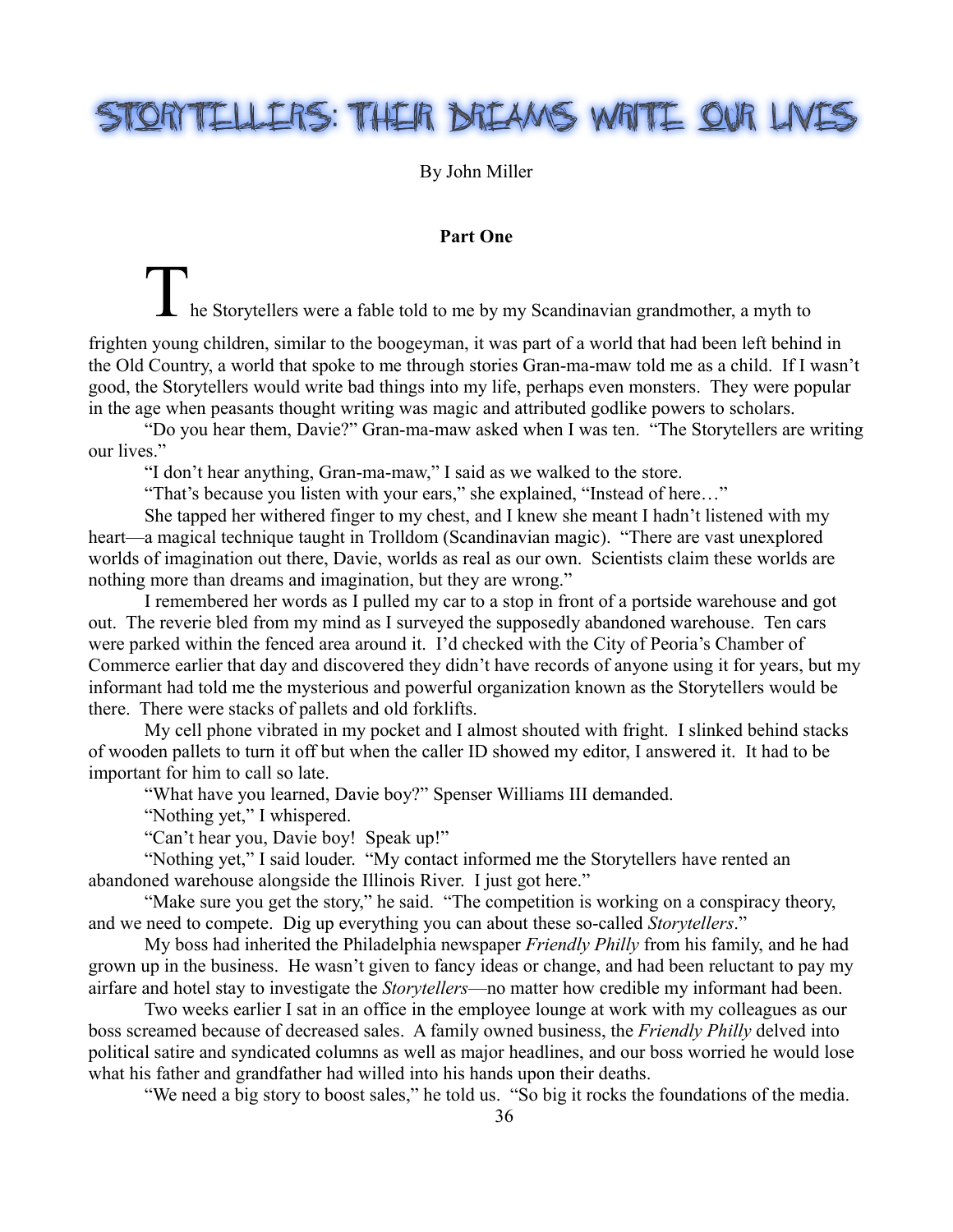# STORYTELLERS: THEIR DREAMS WRITE OUR LIVES

By John Miller

**Part One**

The Storytellers were a fable told to me by my Scandinavian grandmother, a myth to frighten young children, similar to the boogeyman, it was part of a world that had been left behind in the Old Country, a world that spoke to me through stories Gran-ma-maw told me as a child. If I wasn't good, the Storytellers would write bad things into my life, perhaps even monsters. They were popular in the age when peasants thought writing was magic and attributed godlike powers to scholars.

"Do you hear them, Davie?" Gran-ma-maw asked when I was ten. "The Storytellers are writing our lives."

"I don't hear anything, Gran-ma-maw," I said as we walked to the store.

"That's because you listen with your ears," she explained, "Instead of here…"

She tapped her withered finger to my chest, and I knew she meant I hadn't listened with my heart—a magical technique taught in Trolldom (Scandinavian magic). "There are vast unexplored worlds of imagination out there, Davie, worlds as real as our own. Scientists claim these worlds are nothing more than dreams and imagination, but they are wrong."

I remembered her words as I pulled my car to a stop in front of a portside warehouse and got out. The reverie bled from my mind as I surveyed the supposedly abandoned warehouse. Ten cars were parked within the fenced area around it. I'd checked with the City of Peoria's Chamber of Commerce earlier that day and discovered they didn't have records of anyone using it for years, but my informant had told me the mysterious and powerful organization known as the Storytellers would be there. There were stacks of pallets and old forklifts.

My cell phone vibrated in my pocket and I almost shouted with fright. I slinked behind stacks of wooden pallets to turn it off but when the caller ID showed my editor, I answered it. It had to be important for him to call so late.

"What have you learned, Davie boy?" Spenser Williams III demanded.

"Nothing yet," I whispered.

"Can't hear you, Davie boy! Speak up!"

"Nothing yet," I said louder. "My contact informed me the Storytellers have rented an abandoned warehouse alongside the Illinois River. I just got here."

"Make sure you get the story," he said. "The competition is working on a conspiracy theory, and we need to compete. Dig up everything you can about these so-called *Storytellers*."

My boss had inherited the Philadelphia newspaper *Friendly Philly* from his family, and he had grown up in the business. He wasn't given to fancy ideas or change, and had been reluctant to pay my airfare and hotel stay to investigate the *Storytellers*—no matter how credible my informant had been.

Two weeks earlier I sat in an office in the employee lounge at work with my colleagues as our boss screamed because of decreased sales. A family owned business, the *Friendly Philly* delved into political satire and syndicated columns as well as major headlines, and our boss worried he would lose what his father and grandfather had willed into his hands upon their deaths.

"We need a big story to boost sales," he told us. "So big it rocks the foundations of the media.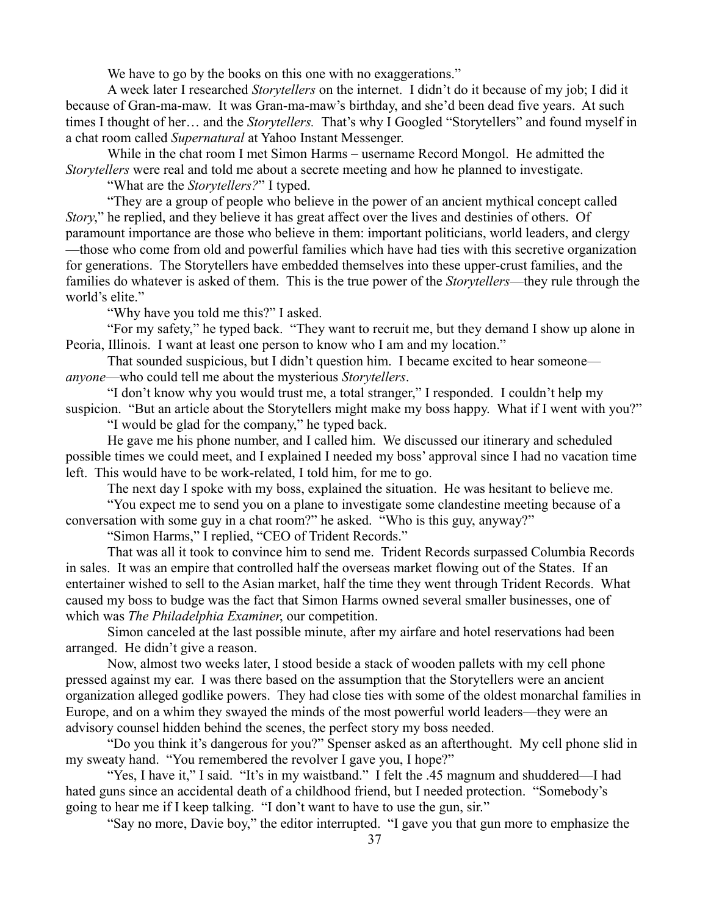We have to go by the books on this one with no exaggerations."

A week later I researched *Storytellers* on the internet. I didn't do it because of my job; I did it because of Gran-ma-maw. It was Gran-ma-maw's birthday, and she'd been dead five years. At such times I thought of her… and the *Storytellers.* That's why I Googled "Storytellers" and found myself in a chat room called *Supernatural* at Yahoo Instant Messenger.

While in the chat room I met Simon Harms – username Record Mongol. He admitted the *Storytellers* were real and told me about a secrete meeting and how he planned to investigate.

"What are the *Storytellers?*" I typed.

"They are a group of people who believe in the power of an ancient mythical concept called *Story*," he replied, and they believe it has great affect over the lives and destinies of others. Of paramount importance are those who believe in them: important politicians, world leaders, and clergy—those who come from old and powerful families which have had ties with this secretive organization for generations. The Storytellers have embedded themselves into these upper-crust families, and the families do whatever is asked of them. This is the true power of the *Storytellers*—they rule through the world's elite."

"Why have you told me this?" I asked.

"For my safety," he typed back. "They want to recruit me, but they demand I show up alone in Peoria, Illinois. I want at least one person to know who I am and my location."

That sounded suspicious, but I didn't question him. I became excited to hear someone—*anyone*—who could tell me about the mysterious *Storytellers*.

"I don't know why you would trust me, a total stranger," I responded. I couldn't help my suspicion. "But an article about the Storytellers might make my boss happy. What if I went with you?"

"I would be glad for the company," he typed back.

He gave me his phone number, and I called him. We discussed our itinerary and scheduled possible times we could meet, and I explained I needed my boss' approval since I had no vacation time left. This would have to be work-related, I told him, for me to go.

The next day I spoke with my boss, explained the situation. He was hesitant to believe me.

"You expect me to send you on a plane to investigate some clandestine meeting because of a conversation with some guy in a chat room?" he asked. "Who is this guy, anyway?"

"Simon Harms," I replied, "CEO of Trident Records."

That was all it took to convince him to send me. Trident Records surpassed Columbia Records in sales. It was an empire that controlled half the overseas market flowing out of the States. If an entertainer wished to sell to the Asian market, half the time they went through Trident Records. What caused my boss to budge was the fact that Simon Harms owned several smaller businesses, one of which was *The Philadelphia Examiner*, our competition.

Simon canceled at the last possible minute, after my airfare and hotel reservations had been arranged. He didn't give a reason.

Now, almost two weeks later, I stood beside a stack of wooden pallets with my cell phone pressed against my ear. I was there based on the assumption that the Storytellers were an ancient organization alleged godlike powers. They had close ties with some of the oldest monarchal families in Europe, and on a whim they swayed the minds of the most powerful world leaders—they were an advisory counsel hidden behind the scenes, the perfect story my boss needed.

"Do you think it's dangerous for you?" Spenser asked as an afterthought. My cell phone slid in my sweaty hand. "You remembered the revolver I gave you, I hope?"

"Yes, I have it," I said. "It's in my waistband." I felt the .45 magnum and shuddered—I had hated guns since an accidental death of a childhood friend, but I needed protection. "Somebody's going to hear me if I keep talking. "I don't want to have to use the gun, sir."

"Say no more, Davie boy," the editor interrupted. "I gave you that gun more to emphasize the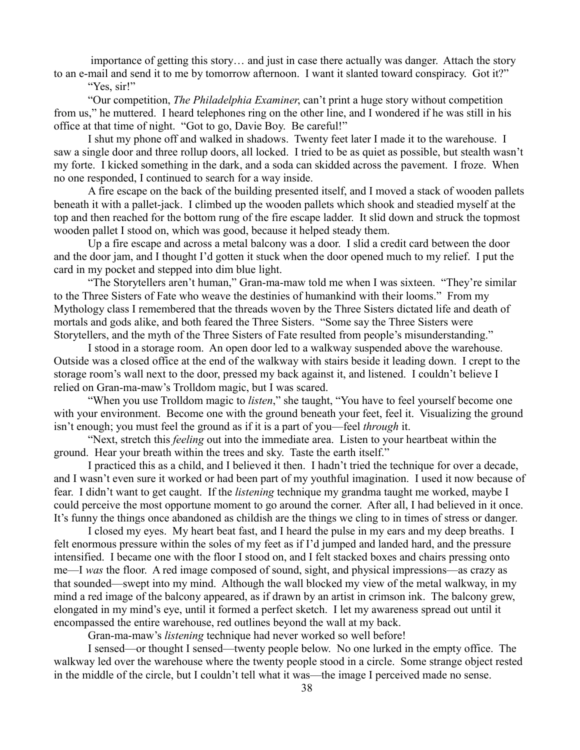importance of getting this story… and just in case there actually was danger. Attach the story to an e-mail and send it to me by tomorrow afternoon. I want it slanted toward conspiracy. Got it?"

"Yes, sir!"

"Our competition, *The Philadelphia Examiner*, can't print a huge story without competition from us," he muttered. I heard telephones ring on the other line, and I wondered if he was still in his office at that time of night. "Got to go, Davie Boy. Be careful!"

I shut my phone off and walked in shadows. Twenty feet later I made it to the warehouse. I saw a single door and three rollup doors, all locked. I tried to be as quiet as possible, but stealth wasn't my forte. I kicked something in the dark, and a soda can skidded across the pavement. I froze. When no one responded, I continued to search for a way inside.

A fire escape on the back of the building presented itself, and I moved a stack of wooden pallets beneath it with a pallet-jack. I climbed up the wooden pallets which shook and steadied myself at the top and then reached for the bottom rung of the fire escape ladder. It slid down and struck the topmost wooden pallet I stood on, which was good, because it helped steady them.

Up a fire escape and across a metal balcony was a door. I slid a credit card between the door and the door jam, and I thought I'd gotten it stuck when the door opened much to my relief. I put the card in my pocket and stepped into dim blue light.

"The Storytellers aren't human," Gran-ma-maw told me when I was sixteen. "They're similar to the Three Sisters of Fate who weave the destinies of humankind with their looms." From my Mythology class I remembered that the threads woven by the Three Sisters dictated life and death of mortals and gods alike, and both feared the Three Sisters. "Some say the Three Sisters were Storytellers, and the myth of the Three Sisters of Fate resulted from people's misunderstanding."

I stood in a storage room. An open door led to a walkway suspended above the warehouse. Outside was a closed office at the end of the walkway with stairs beside it leading down. I crept to the storage room's wall next to the door, pressed my back against it, and listened. I couldn't believe I relied on Gran-ma-maw's Trolldom magic, but I was scared.

"When you use Trolldom magic to *listen*," she taught, "You have to feel yourself become one with your environment. Become one with the ground beneath your feet, feel it. Visualizing the ground isn't enough; you must feel the ground as if it is a part of you—feel *through* it.

"Next, stretch this *feeling* out into the immediate area. Listen to your heartbeat within the ground. Hear your breath within the trees and sky. Taste the earth itself."

I practiced this as a child, and I believed it then. I hadn't tried the technique for over a decade, and I wasn't even sure it worked or had been part of my youthful imagination. I used it now because of fear. I didn't want to get caught. If the *listening* technique my grandma taught me worked, maybe I could perceive the most opportune moment to go around the corner. After all, I had believed in it once. It's funny the things once abandoned as childish are the things we cling to in times of stress or danger.

I closed my eyes. My heart beat fast, and I heard the pulse in my ears and my deep breaths. I felt enormous pressure within the soles of my feet as if I'd jumped and landed hard, and the pressure intensified. I became one with the floor I stood on, and I felt stacked boxes and chairs pressing onto me—I *was* the floor. A red image composed of sound, sight, and physical impressions—as crazy as that sounded—swept into my mind. Although the wall blocked my view of the metal walkway, in my mind a red image of the balcony appeared, as if drawn by an artist in crimson ink. The balcony grew, elongated in my mind's eye, until it formed a perfect sketch. I let my awareness spread out until it encompassed the entire warehouse, red outlines beyond the wall at my back.

Gran-ma-maw's *listening* technique had never worked so well before!

I sensed—or thought I sensed—twenty people below. No one lurked in the empty office. The walkway led over the warehouse where the twenty people stood in a circle. Some strange object rested in the middle of the circle, but I couldn't tell what it was—the image I perceived made no sense.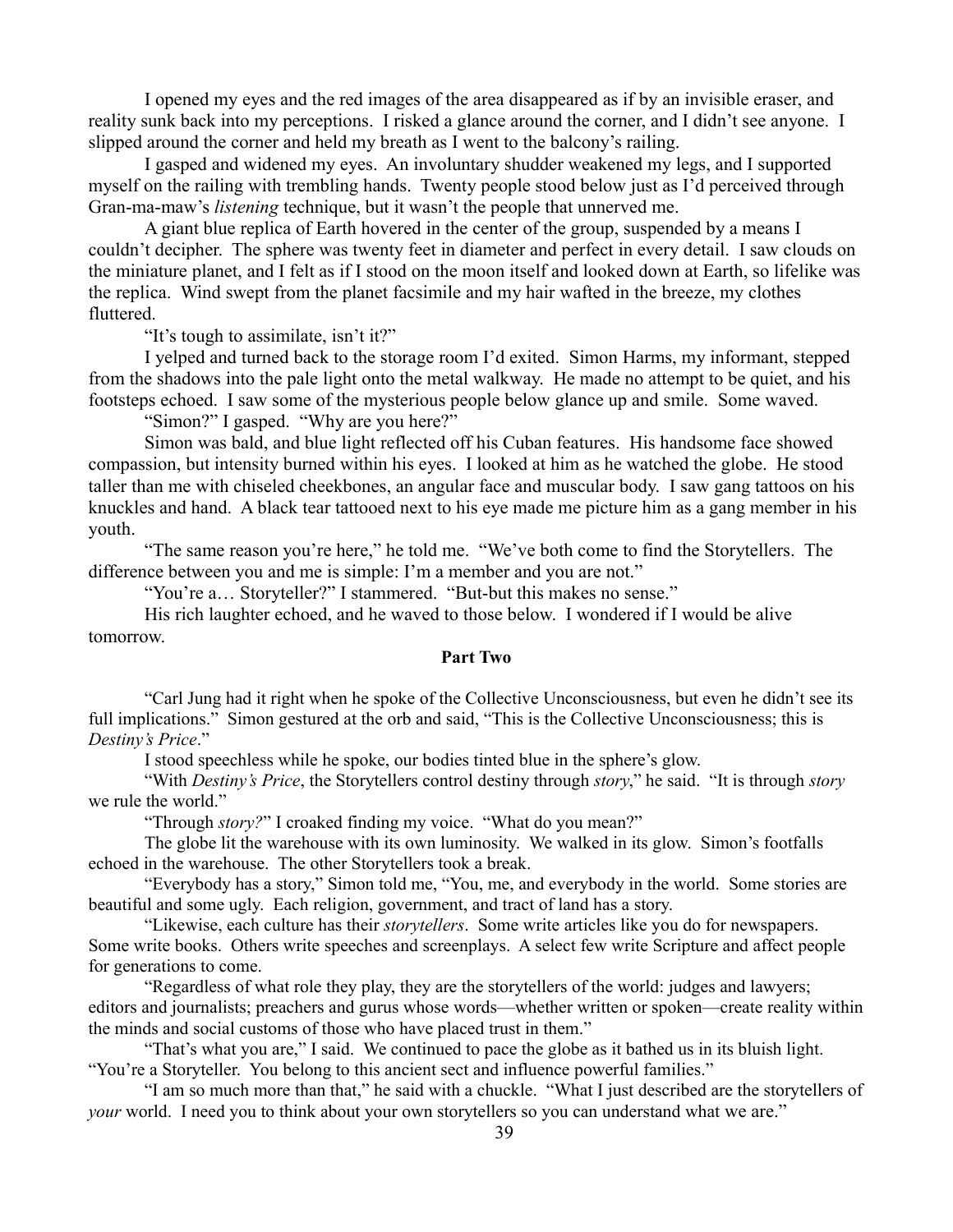I opened my eyes and the red images of the area disappeared as if by an invisible eraser, and reality sunk back into my perceptions. I risked a glance around the corner, and I didn't see anyone. I slipped around the corner and held my breath as I went to the balcony's railing.

I gasped and widened my eyes. An involuntary shudder weakened my legs, and I supported myself on the railing with trembling hands. Twenty people stood below just as I'd perceived through Gran-ma-maw's *listening* technique, but it wasn't the people that unnerved me.

A giant blue replica of Earth hovered in the center of the group, suspended by a means I couldn't decipher. The sphere was twenty feet in diameter and perfect in every detail. I saw clouds on the miniature planet, and I felt as if I stood on the moon itself and looked down at Earth, so lifelike was the replica. Wind swept from the planet facsimile and my hair wafted in the breeze, my clothes fluttered.

"It's tough to assimilate, isn't it?"

I yelped and turned back to the storage room I'd exited. Simon Harms, my informant, stepped from the shadows into the pale light onto the metal walkway. He made no attempt to be quiet, and his footsteps echoed. I saw some of the mysterious people below glance up and smile. Some waved.

"Simon?" I gasped. "Why are you here?"

Simon was bald, and blue light reflected off his Cuban features. His handsome face showed compassion, but intensity burned within his eyes. I looked at him as he watched the globe. He stood taller than me with chiseled cheekbones, an angular face and muscular body. I saw gang tattoos on his knuckles and hand. A black tear tattooed next to his eye made me picture him as a gang member in his youth.

"The same reason you're here," he told me. "We've both come to find the Storytellers. The difference between you and me is simple: I'm a member and you are not."

"You're a… Storyteller?" I stammered. "But-but this makes no sense."

His rich laughter echoed, and he waved to those below. I wondered if I would be alive tomorrow.

**Part Two**

"Carl Jung had it right when he spoke of the Collective Unconsciousness, but even he didn't see its full implications." Simon gestured at the orb and said, "This is the Collective Unconsciousness; this is *Destiny's Price*."

I stood speechless while he spoke, our bodies tinted blue in the sphere's glow.

"With *Destiny's Price*, the Storytellers control destiny through *story*," he said. "It is through *story* we rule the world."

"Through *story?*" I croaked finding my voice. "What do you mean?"

The globe lit the warehouse with its own luminosity. We walked in its glow. Simon's footfalls echoed in the warehouse. The other Storytellers took a break.

"Everybody has a story," Simon told me, "You, me, and everybody in the world. Some stories are beautiful and some ugly. Each religion, government, and tract of land has a story.

"Likewise, each culture has their *storytellers*. Some write articles like you do for newspapers. Some write books. Others write speeches and screenplays. A select few write Scripture and affect people for generations to come.

"Regardless of what role they play, they are the storytellers of the world: judges and lawyers; editors and journalists; preachers and gurus whose words—whether written or spoken—create reality within the minds and social customs of those who have placed trust in them."

"That's what you are," I said. We continued to pace the globe as it bathed us in its bluish light. "You're a Storyteller. You belong to this ancient sect and influence powerful families."

"I am so much more than that," he said with a chuckle. "What I just described are the storytellers of *your* world. I need you to think about your own storytellers so you can understand what we are."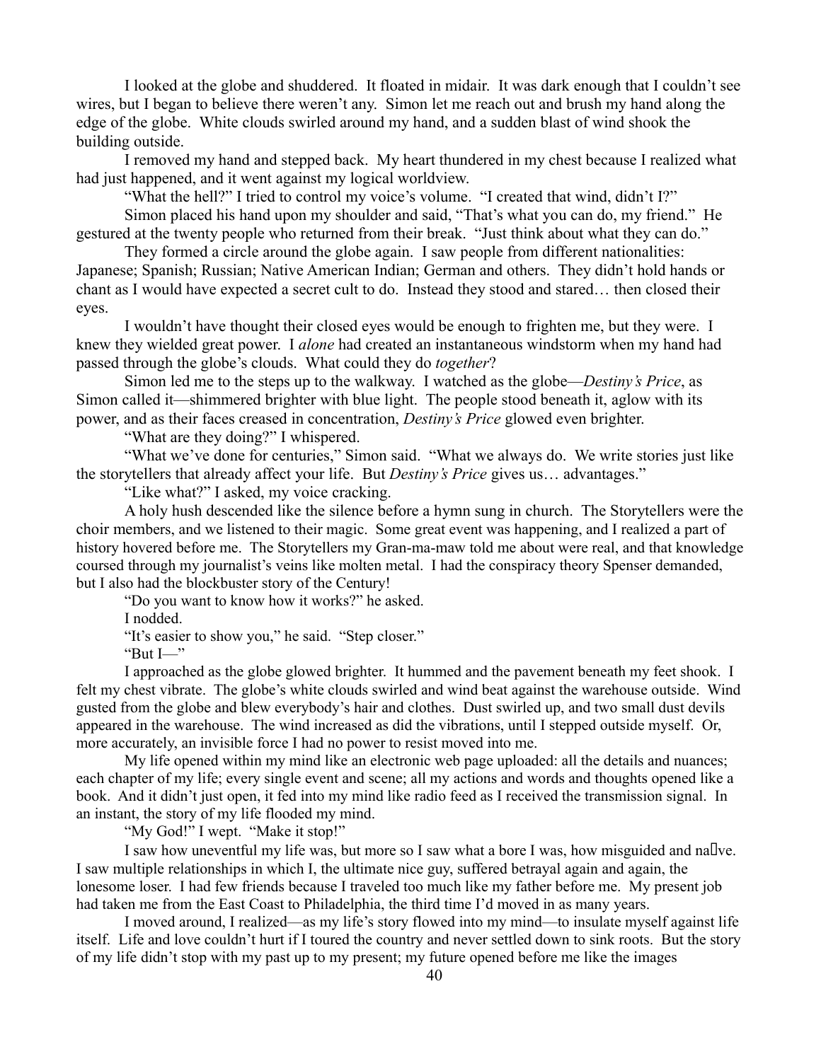I looked at the globe and shuddered. It floated in midair. It was dark enough that I couldn't see wires, but I began to believe there weren't any. Simon let me reach out and brush my hand along the edge of the globe. White clouds swirled around my hand, and a sudden blast of wind shook the building outside.

I removed my hand and stepped back. My heart thundered in my chest because I realized what had just happened, and it went against my logical worldview.

"What the hell?" I tried to control my voice's volume. "I created that wind, didn't I?"

Simon placed his hand upon my shoulder and said, "That's what you can do, my friend." He gestured at the twenty people who returned from their break. "Just think about what they can do."

They formed a circle around the globe again. I saw people from different nationalities: Japanese; Spanish; Russian; Native American Indian; German and others. They didn't hold hands or chant as I would have expected a secret cult to do. Instead they stood and stared… then closed their eyes.

I wouldn't have thought their closed eyes would be enough to frighten me, but they were. I knew they wielded great power. I *alone* had created an instantaneous windstorm when my hand had passed through the globe's clouds. What could they do *together*?

Simon led me to the steps up to the walkway. I watched as the globe—*Destiny's Price*, as Simon called it—shimmered brighter with blue light. The people stood beneath it, aglow with its power, and as their faces creased in concentration, *Destiny's Price* glowed even brighter.

"What are they doing?" I whispered.

"What we've done for centuries," Simon said. "What we always do. We write stories just like the storytellers that already affect your life. But *Destiny's Price* gives us… advantages."

"Like what?" I asked, my voice cracking.

A holy hush descended like the silence before a hymn sung in church. The Storytellers were the choir members, and we listened to their magic. Some great event was happening, and I realized a part of history hovered before me. The Storytellers my Gran-ma-maw told me about were real, and that knowledge coursed through my journalist's veins like molten metal. I had the conspiracy theory Spenser demanded, but I also had the blockbuster story of the Century!

"Do you want to know how it works?" he asked.

I nodded.

"It's easier to show you," he said. "Step closer."

"But I—"

I approached as the globe glowed brighter. It hummed and the pavement beneath my feet shook. I felt my chest vibrate. The globe's white clouds swirled and wind beat against the warehouse outside. Wind gusted from the globe and blew everybody's hair and clothes. Dust swirled up, and two small dust devils appeared in the warehouse. The wind increased as did the vibrations, until I stepped outside myself. Or, more accurately, an invisible force I had no power to resist moved into me.

My life opened within my mind like an electronic web page uploaded: all the details and nuances; each chapter of my life; every single event and scene; all my actions and words and thoughts opened like a book. And it didn't just open, it fed into my mind like radio feed as I received the transmission signal. In an instant, the story of my life flooded my mind.

"My God!" I wept. "Make it stop!"

I saw how uneventful my life was, but more so I saw what a bore I was, how misguided and naïve. I saw multiple relationships in which I, the ultimate nice guy, suffered betrayal again and again, the lonesome loser. I had few friends because I traveled too much like my father before me. My present job had taken me from the East Coast to Philadelphia, the third time I'd moved in as many years.

I moved around, I realized—as my life's story flowed into my mind—to insulate myself against life itself. Life and love couldn't hurt if I toured the country and never settled down to sink roots. But the story of my life didn't stop with my past up to my present; my future opened before me like the images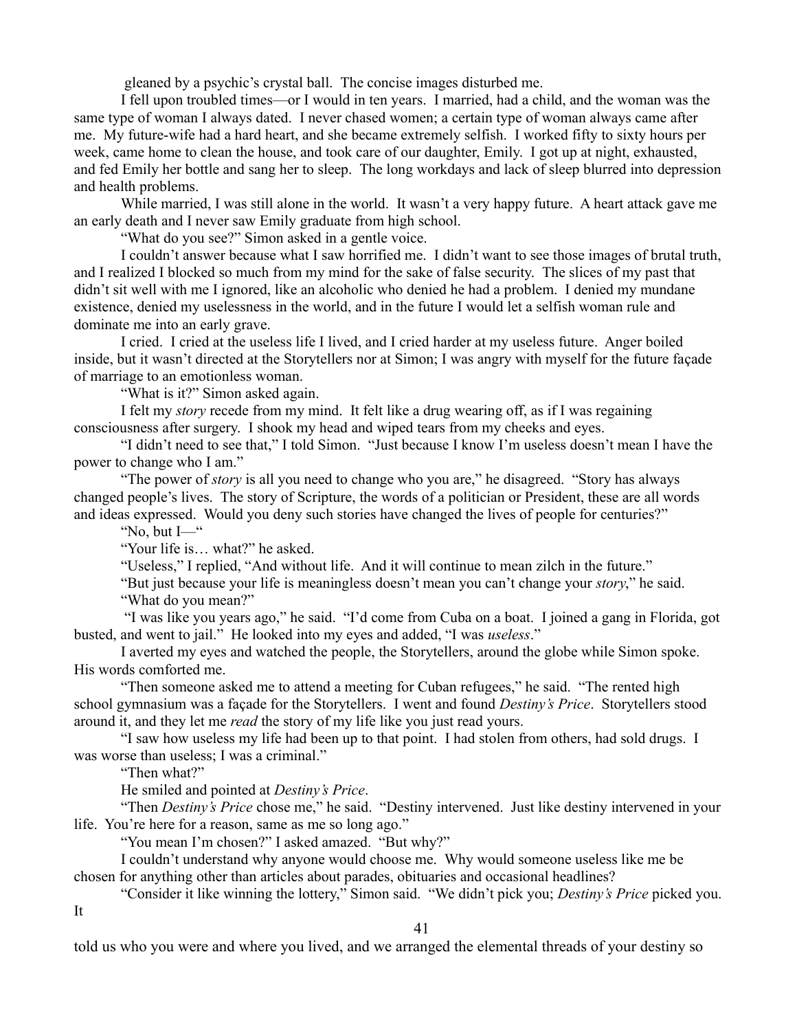gleaned by a psychic's crystal ball. The concise images disturbed me.

I fell upon troubled times—or I would in ten years. I married, had a child, and the woman was the same type of woman I always dated. I never chased women; a certain type of woman always came after me. My future-wife had a hard heart, and she became extremely selfish. I worked fifty to sixty hours per week, came home to clean the house, and took care of our daughter, Emily. I got up at night, exhausted, and fed Emily her bottle and sang her to sleep. The long workdays and lack of sleep blurred into depression and health problems.

While married, I was still alone in the world. It wasn't a very happy future. A heart attack gave me an early death and I never saw Emily graduate from high school.

"What do you see?" Simon asked in a gentle voice.

I couldn't answer because what I saw horrified me. I didn't want to see those images of brutal truth, and I realized I blocked so much from my mind for the sake of false security. The slices of my past that didn't sit well with me I ignored, like an alcoholic who denied he had a problem. I denied my mundane existence, denied my uselessness in the world, and in the future I would let a selfish woman rule and dominate me into an early grave.

I cried. I cried at the useless life I lived, and I cried harder at my useless future. Anger boiled inside, but it wasn't directed at the Storytellers nor at Simon; I was angry with myself for the future façade of marriage to an emotionless woman.

"What is it?" Simon asked again.

I felt my *story* recede from my mind. It felt like a drug wearing off, as if I was regaining consciousness after surgery. I shook my head and wiped tears from my cheeks and eyes.

"I didn't need to see that," I told Simon. "Just because I know I'm useless doesn't mean I have the power to change who I am."

"The power of *story* is all you need to change who you are," he disagreed. "Story has always changed people's lives. The story of Scripture, the words of a politician or President, these are all words and ideas expressed. Would you deny such stories have changed the lives of people for centuries?"

"No, but I—"

"Your life is… what?" he asked.

"Useless," I replied, "And without life. And it will continue to mean zilch in the future."

"But just because your life is meaningless doesn't mean you can't change your *story*," he said.

"What do you mean?"

"I was like you years ago," he said. "I'd come from Cuba on a boat. I joined a gang in Florida, got busted, and went to jail." He looked into my eyes and added, "I was *useless*."

I averted my eyes and watched the people, the Storytellers, around the globe while Simon spoke. His words comforted me.

"Then someone asked me to attend a meeting for Cuban refugees," he said. "The rented high school gymnasium was a façade for the Storytellers. I went and found *Destiny's Price*. Storytellers stood around it, and they let me *read* the story of my life like you just read yours.

"I saw how useless my life had been up to that point. I had stolen from others, had sold drugs. I was worse than useless; I was a criminal."

"Then what?"

He smiled and pointed at *Destiny's Price*.

"Then *Destiny's Price* chose me," he said. "Destiny intervened. Just like destiny intervened in your life. You're here for a reason, same as me so long ago."

"You mean I'm chosen?" I asked amazed. "But why?"

I couldn't understand why anyone would choose me. Why would someone useless like me be chosen for anything other than articles about parades, obituaries and occasional headlines?

"Consider it like winning the lottery," Simon said. "We didn't pick you; *Destiny's Price* picked you. It told us who you were and where you lived, and we arranged the elemental threads of your destiny so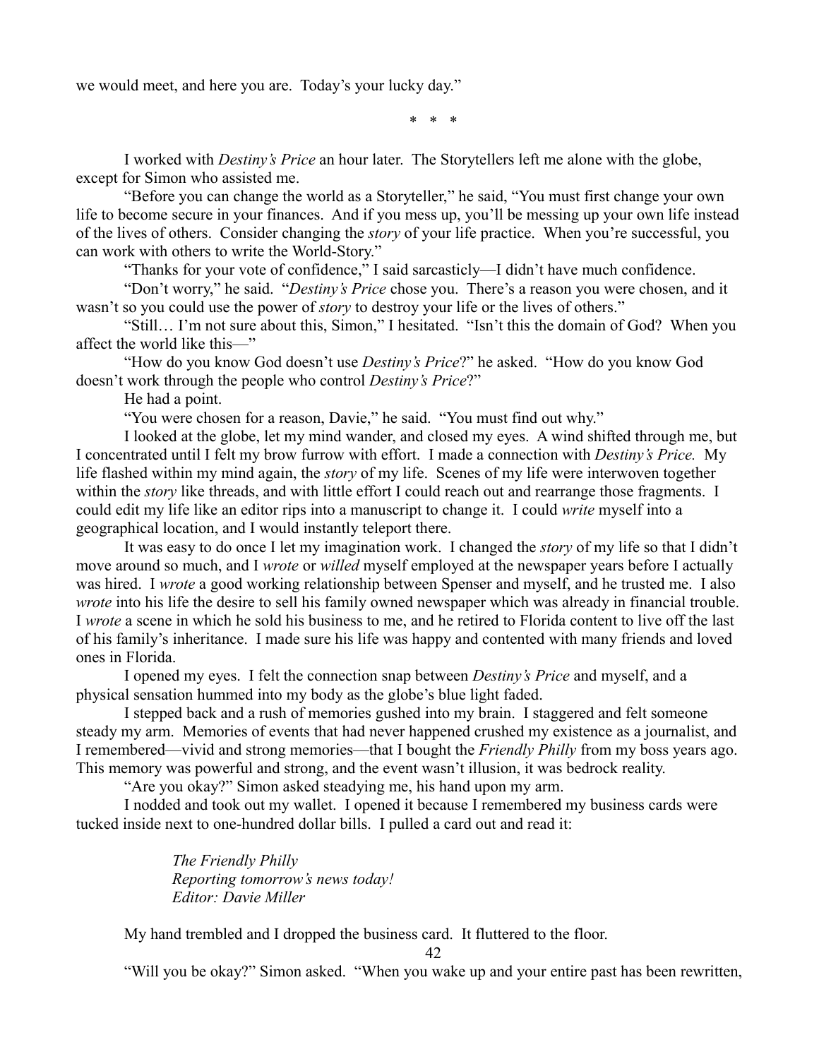we would meet, and here you are. Today's your lucky day."

\* \* \*

I worked with *Destiny's Price* an hour later. The Storytellers left me alone with the globe, except for Simon who assisted me.

"Before you can change the world as a Storyteller," he said, "You must first change your own life to become secure in your finances. And if you mess up, you'll be messing up your own life instead of the lives of others. Consider changing the *story* of your life practice. When you're successful, you can work with others to write the World-Story."

"Thanks for your vote of confidence," I said sarcasticly—I didn't have much confidence.

"Don't worry," he said. "*Destiny's Price* chose you. There's a reason you were chosen, and it wasn't so you could use the power of *story* to destroy your life or the lives of others."

"Still… I'm not sure about this, Simon," I hesitated. "Isn't this the domain of God? When you affect the world like this—"

"How do you know God doesn't use *Destiny's Price*?" he asked. "How do you know God doesn't work through the people who control *Destiny's Price*?"

He had a point.

"You were chosen for a reason, Davie," he said. "You must find out why."

I looked at the globe, let my mind wander, and closed my eyes. A wind shifted through me, but I concentrated until I felt my brow furrow with effort. I made a connection with *Destiny's Price.* My life flashed within my mind again, the *story* of my life. Scenes of my life were interwoven together within the *story* like threads, and with little effort I could reach out and rearrange those fragments. I could edit my life like an editor rips into a manuscript to change it. I could *write* myself into a geographical location, and I would instantly teleport there.

It was easy to do once I let my imagination work. I changed the *story* of my life so that I didn't move around so much, and I *wrote* or *willed* myself employed at the newspaper years before I actually was hired. I *wrote* a good working relationship between Spenser and myself, and he trusted me. I also *wrote* into his life the desire to sell his family owned newspaper which was already in financial trouble. I *wrote* a scene in which he sold his business to me, and he retired to Florida content to live off the last of his family's inheritance. I made sure his life was happy and contented with many friends and loved ones in Florida.

I opened my eyes. I felt the connection snap between *Destiny's Price* and myself, and a physical sensation hummed into my body as the globe's blue light faded.

I stepped back and a rush of memories gushed into my brain. I staggered and felt someone steady my arm. Memories of events that had never happened crushed my existence as a journalist, and I remembered—vivid and strong memories—that I bought the *Friendly Philly* from my boss years ago. This memory was powerful and strong, and the event wasn't illusion, it was bedrock reality.

"Are you okay?" Simon asked steadying me, his hand upon my arm.

I nodded and took out my wallet. I opened it because I remembered my business cards were tucked inside next to one-hundred dollar bills. I pulled a card out and read it:

> *The Friendly Philly*
> *Reporting tomorrow's news today!*
> *Editor: Davie Miller*

My hand trembled and I dropped the business card. It fluttered to the floor.

"Will you be okay?" Simon asked. "When you wake up and your entire past has been rewritten,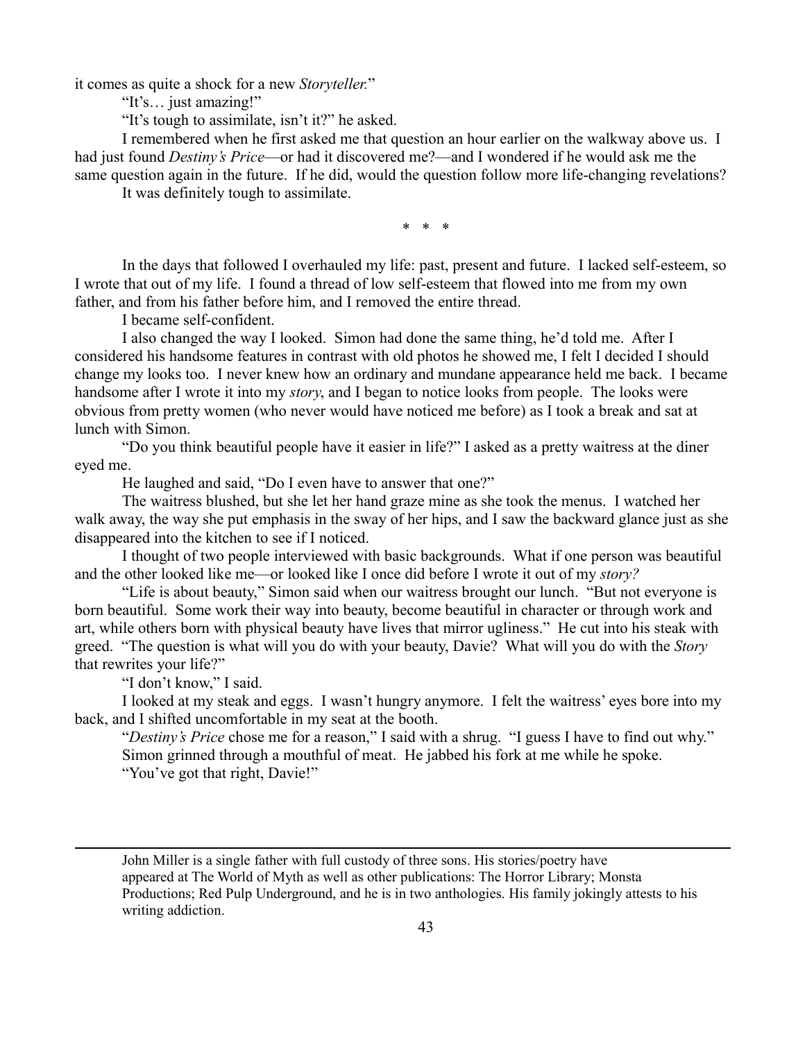it comes as quite a shock for a new *Storyteller.*"

"It's… just amazing!"

"It's tough to assimilate, isn't it?" he asked.

I remembered when he first asked me that question an hour earlier on the walkway above us. I had just found *Destiny's Price*—or had it discovered me?—and I wondered if he would ask me the same question again in the future. If he did, would the question follow more life-changing revelations?

It was definitely tough to assimilate.

\* \* \*

In the days that followed I overhauled my life: past, present and future. I lacked self-esteem, so I wrote that out of my life. I found a thread of low self-esteem that flowed into me from my own father, and from his father before him, and I removed the entire thread.

I became self-confident.

I also changed the way I looked. Simon had done the same thing, he'd told me. After I considered his handsome features in contrast with old photos he showed me, I felt I decided I should change my looks too. I never knew how an ordinary and mundane appearance held me back. I became handsome after I wrote it into my *story*, and I began to notice looks from people. The looks were obvious from pretty women (who never would have noticed me before) as I took a break and sat at lunch with Simon.

"Do you think beautiful people have it easier in life?" I asked as a pretty waitress at the diner eyed me.

He laughed and said, "Do I even have to answer that one?"

The waitress blushed, but she let her hand graze mine as she took the menus. I watched her walk away, the way she put emphasis in the sway of her hips, and I saw the backward glance just as she disappeared into the kitchen to see if I noticed.

I thought of two people interviewed with basic backgrounds. What if one person was beautiful and the other looked like me—or looked like I once did before I wrote it out of my *story?*

"Life is about beauty," Simon said when our waitress brought our lunch. "But not everyone is born beautiful. Some work their way into beauty, become beautiful in character or through work and art, while others born with physical beauty have lives that mirror ugliness." He cut into his steak with greed. "The question is what will you do with your beauty, Davie? What will you do with the *Story* that rewrites your life?"

"I don't know," I said.

I looked at my steak and eggs. I wasn't hungry anymore. I felt the waitress' eyes bore into my back, and I shifted uncomfortable in my seat at the booth.

"*Destiny's Price* chose me for a reason," I said with a shrug. "I guess I have to find out why."

Simon grinned through a mouthful of meat. He jabbed his fork at me while he spoke.

"You've got that right, Davie!"

---

John Miller is a single father with full custody of three sons. His stories/poetry have appeared at The World of Myth as well as other publications: The Horror Library; Monsta Productions; Red Pulp Underground, and he is in two anthologies. His family jokingly attests to his writing addiction.